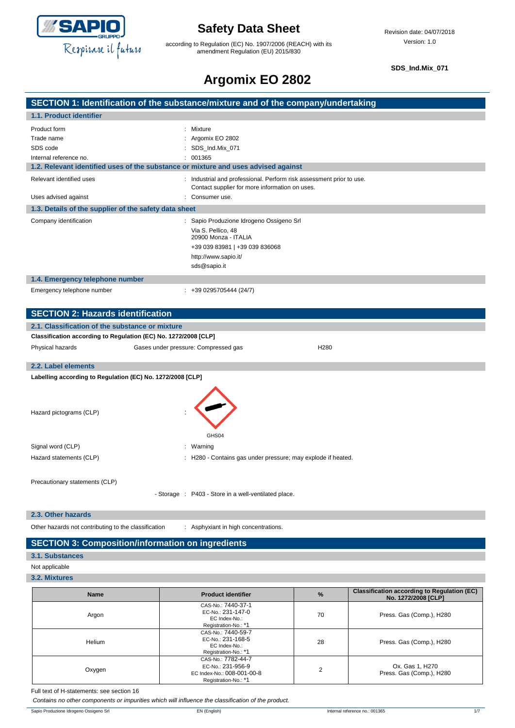# Safety Data Sheet

according to Regulation (EC) No. 1907/2006 (REACH) with its amendment Regulation (EU) 2015/830

Revision date: 04/07/2018
Version: 1.0

**SDS_Ind.Mix_071**

# Argomix EO 2802

## SECTION 1: Identification of the substance/mixture and of the company/undertaking

### 1.1. Product identifier

| | |
|---|---|
| Product form | : Mixture |
| Trade name | : Argomix EO 2802 |
| SDS code | : SDS_Ind.Mix_071 |
| Internal reference no. | : 001365 |

### 1.2. Relevant identified uses of the substance or mixture and uses advised against

| | |
|---|---|
| Relevant identified uses | : Industrial and professional. Perform risk assessment prior to use. Contact supplier for more information on uses. |
| Uses advised against | : Consumer use. |

### 1.3. Details of the supplier of the safety data sheet

Company identification : Sapio Produzione Idrogeno Ossigeno Srl
Via S. Pellico, 48
20900 Monza - ITALIA
+39 039 83981 | +39 039 836068
http://www.sapio.it/
sds@sapio.it

### 1.4. Emergency telephone number

Emergency telephone number : +39 0295705444 (24/7)

## SECTION 2: Hazards identification

### 2.1. Classification of the substance or mixture

**Classification according to Regulation (EC) No. 1272/2008 [CLP]**

| | | |
|---|---|---|
| Physical hazards | Gases under pressure: Compressed gas | H280 |

### 2.2. Label elements

**Labelling according to Regulation (EC) No. 1272/2008 [CLP]**

Hazard pictograms (CLP) :

GHS04

| | |
|---|---|
| Signal word (CLP) | : Warning |
| Hazard statements (CLP) | : H280 - Contains gas under pressure; may explode if heated. |

Precautionary statements (CLP)

- Storage : P403 - Store in a well-ventilated place.

### 2.3. Other hazards

Other hazards not contributing to the classification : Asphyxiant in high concentrations.

## SECTION 3: Composition/information on ingredients

### 3.1. Substances

Not applicable

### 3.2. Mixtures

| Name | Product identifier | % | Classification according to Regulation (EC) No. 1272/2008 [CLP] |
|---|---|---|---|
| Argon | CAS-No.: 7440-37-1<br>EC-No.: 231-147-0<br>EC Index-No.:<br>Registration-No.: *1 | 70 | Press. Gas (Comp.), H280 |
| Helium | CAS-No.: 7440-59-7<br>EC-No.: 231-168-5<br>EC Index-No.:<br>Registration-No.: *1 | 28 | Press. Gas (Comp.), H280 |
| Oxygen | CAS-No.: 7782-44-7<br>EC-No.: 231-956-9<br>EC Index-No.: 008-001-00-8<br>Registration-No.: *1 | 2 | Ox. Gas 1, H270<br>Press. Gas (Comp.), H280 |

Full text of H-statements: see section 16

*Contains no other components or impurities which will influence the classification of the product.*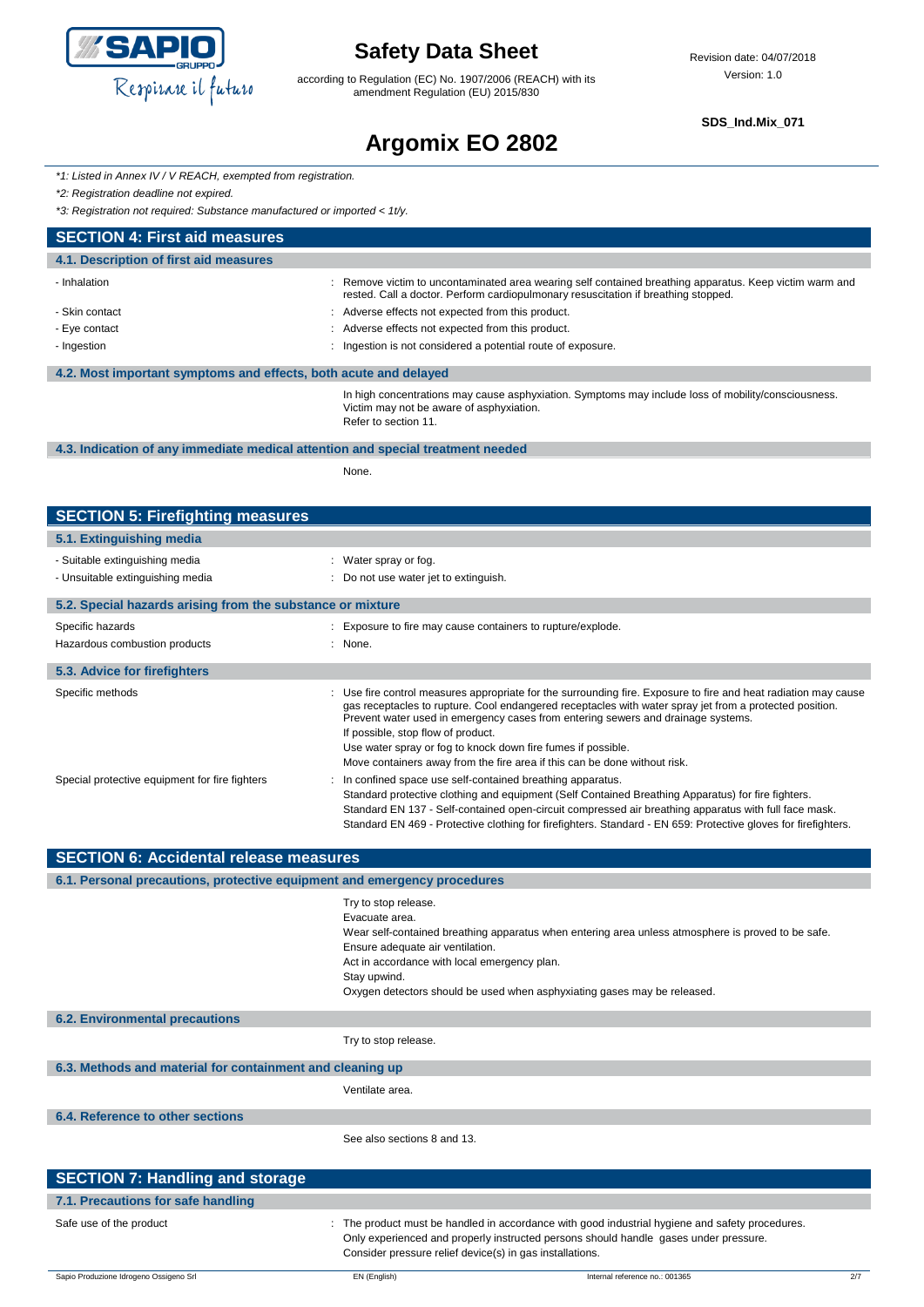*\*1: Listed in Annex IV / V REACH, exempted from registration.*

*\*2: Registration deadline not expired.*

*\*3: Registration not required: Substance manufactured or imported < 1t/y.*

## SECTION 4: First aid measures

### 4.1. Description of first aid measures

- Inhalation : Remove victim to uncontaminated area wearing self contained breathing apparatus. Keep victim warm and rested. Call a doctor. Perform cardiopulmonary resuscitation if breathing stopped.
- Skin contact : Adverse effects not expected from this product.
- Eye contact : Adverse effects not expected from this product.
- Ingestion : Ingestion is not considered a potential route of exposure.

### 4.2. Most important symptoms and effects, both acute and delayed

In high concentrations may cause asphyxiation. Symptoms may include loss of mobility/consciousness. Victim may not be aware of asphyxiation.
Refer to section 11.

### 4.3. Indication of any immediate medical attention and special treatment needed

None.

## SECTION 5: Firefighting measures

### 5.1. Extinguishing media

- Suitable extinguishing media : Water spray or fog.
- Unsuitable extinguishing media : Do not use water jet to extinguish.

### 5.2. Special hazards arising from the substance or mixture

Specific hazards : Exposure to fire may cause containers to rupture/explode.

Hazardous combustion products : None.

### 5.3. Advice for firefighters

Specific methods : Use fire control measures appropriate for the surrounding fire. Exposure to fire and heat radiation may cause gas receptacles to rupture. Cool endangered receptacles with water spray jet from a protected position. Prevent water used in emergency cases from entering sewers and drainage systems.
If possible, stop flow of product.
Use water spray or fog to knock down fire fumes if possible.
Move containers away from the fire area if this can be done without risk.

Special protective equipment for fire fighters : In confined space use self-contained breathing apparatus.
Standard protective clothing and equipment (Self Contained Breathing Apparatus) for fire fighters.
Standard EN 137 - Self-contained open-circuit compressed air breathing apparatus with full face mask.
Standard EN 469 - Protective clothing for firefighters. Standard - EN 659: Protective gloves for firefighters.

## SECTION 6: Accidental release measures

### 6.1. Personal precautions, protective equipment and emergency procedures

Try to stop release.
Evacuate area.
Wear self-contained breathing apparatus when entering area unless atmosphere is proved to be safe.
Ensure adequate air ventilation.
Act in accordance with local emergency plan.
Stay upwind.
Oxygen detectors should be used when asphyxiating gases may be released.

### 6.2. Environmental precautions

Try to stop release.

### 6.3. Methods and material for containment and cleaning up

Ventilate area.

### 6.4. Reference to other sections

See also sections 8 and 13.

## SECTION 7: Handling and storage

### 7.1. Precautions for safe handling

Safe use of the product : The product must be handled in accordance with good industrial hygiene and safety procedures.
Only experienced and properly instructed persons should handle gases under pressure.
Consider pressure relief device(s) in gas installations.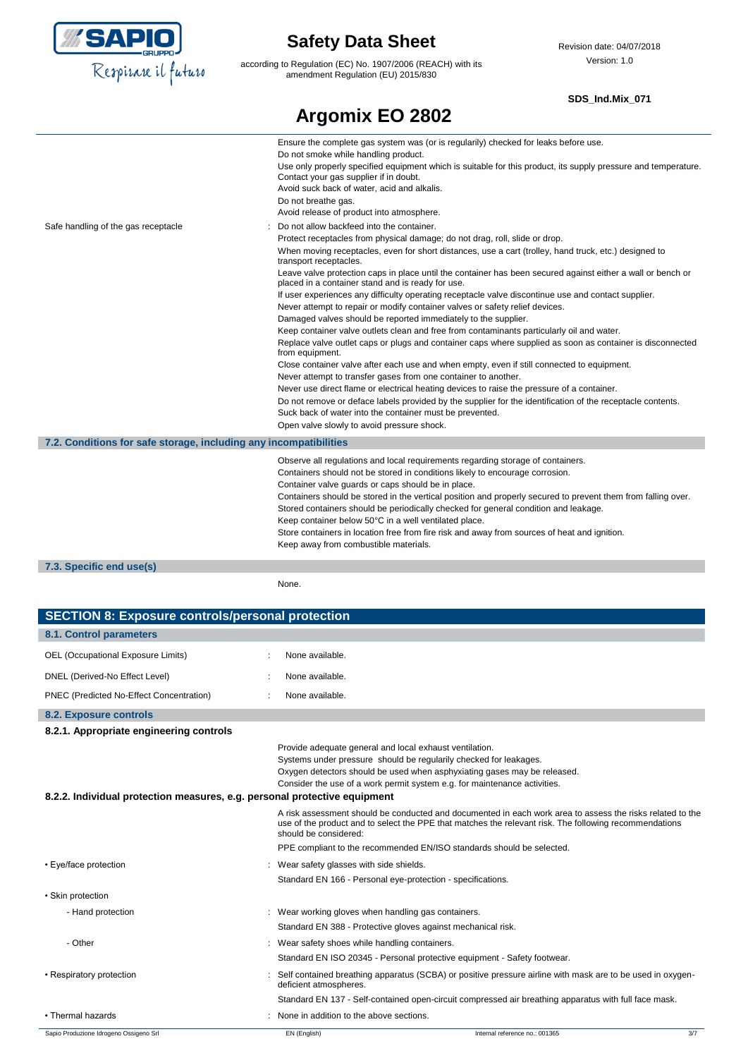Ensure the complete gas system was (or is regularily) checked for leaks before use.
Do not smoke while handling product.
Use only properly specified equipment which is suitable for this product, its supply pressure and temperature. Contact your gas supplier if in doubt.
Avoid suck back of water, acid and alkalis.
Do not breathe gas.
Avoid release of product into atmosphere.

Safe handling of the gas receptacle : Do not allow backfeed into the container.
Protect receptacles from physical damage; do not drag, roll, slide or drop.
When moving receptacles, even for short distances, use a cart (trolley, hand truck, etc.) designed to transport receptacles.
Leave valve protection caps in place until the container has been secured against either a wall or bench or placed in a container stand and is ready for use.
If user experiences any difficulty operating receptacle valve discontinue use and contact supplier.
Never attempt to repair or modify container valves or safety relief devices.
Damaged valves should be reported immediately to the supplier.
Keep container valve outlets clean and free from contaminants particularly oil and water.
Replace valve outlet caps or plugs and container caps where supplied as soon as container is disconnected from equipment.
Close container valve after each use and when empty, even if still connected to equipment.
Never attempt to transfer gases from one container to another.
Never use direct flame or electrical heating devices to raise the pressure of a container.
Do not remove or deface labels provided by the supplier for the identification of the receptacle contents.
Suck back of water into the container must be prevented.
Open valve slowly to avoid pressure shock.

### 7.2. Conditions for safe storage, including any incompatibilities

Observe all regulations and local requirements regarding storage of containers.
Containers should not be stored in conditions likely to encourage corrosion.
Container valve guards or caps should be in place.
Containers should be stored in the vertical position and properly secured to prevent them from falling over.
Stored containers should be periodically checked for general condition and leakage.
Keep container below 50°C in a well ventilated place.
Store containers in location free from fire risk and away from sources of heat and ignition.
Keep away from combustible materials.

### 7.3. Specific end use(s)

None.

## SECTION 8: Exposure controls/personal protection

### 8.1. Control parameters

OEL (Occupational Exposure Limits) : None available.

DNEL (Derived-No Effect Level) : None available.

PNEC (Predicted No-Effect Concentration) : None available.

### 8.2. Exposure controls

#### 8.2.1. Appropriate engineering controls

Provide adequate general and local exhaust ventilation.
Systems under pressure should be regularily checked for leakages.
Oxygen detectors should be used when asphyxiating gases may be released.
Consider the use of a work permit system e.g. for maintenance activities.

#### 8.2.2. Individual protection measures, e.g. personal protective equipment

A risk assessment should be conducted and documented in each work area to assess the risks related to the use of the product and to select the PPE that matches the relevant risk. The following recommendations should be considered:

PPE compliant to the recommended EN/ISO standards should be selected.

• Eye/face protection : Wear safety glasses with side shields.
Standard EN 166 - Personal eye-protection - specifications.

• Skin protection

- Hand protection : Wear working gloves when handling gas containers.
Standard EN 388 - Protective gloves against mechanical risk.

- Other : Wear safety shoes while handling containers.
Standard EN ISO 20345 - Personal protective equipment - Safety footwear.

• Respiratory protection : Self contained breathing apparatus (SCBA) or positive pressure airline with mask are to be used in oxygen-deficient atmospheres.
Standard EN 137 - Self-contained open-circuit compressed air breathing apparatus with full face mask.

• Thermal hazards : None in addition to the above sections.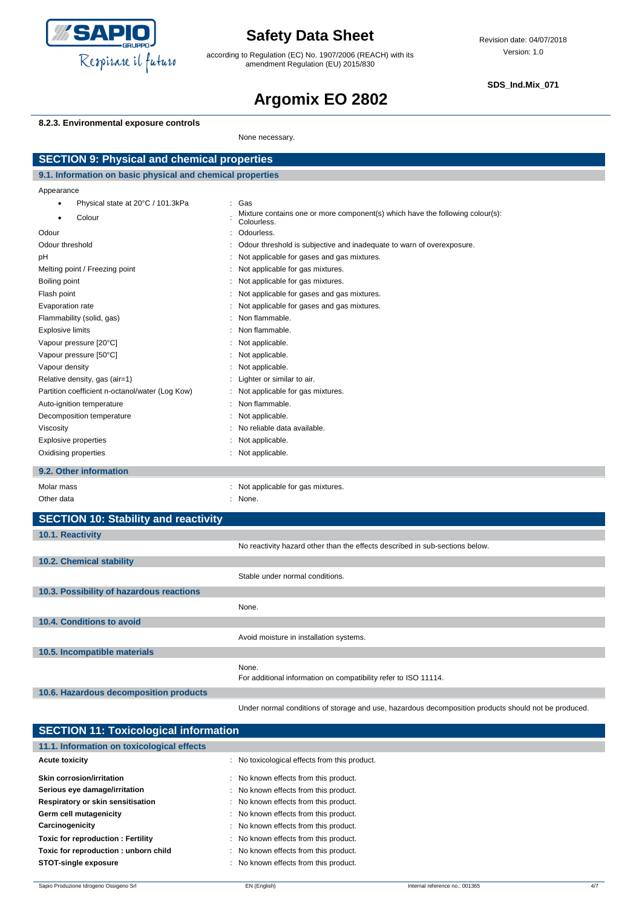#### 8.2.3. Environmental exposure controls

None necessary.

## SECTION 9: Physical and chemical properties

### 9.1. Information on basic physical and chemical properties

Appearance

| | |
|---|---|
| • Physical state at 20°C / 101.3kPa | : Gas |
| • Colour | : Mixture contains one or more component(s) which have the following colour(s): Colourless. |
| Odour | : Odourless. |
| Odour threshold | : Odour threshold is subjective and inadequate to warn of overexposure. |
| pH | : Not applicable for gases and gas mixtures. |
| Melting point / Freezing point | : Not applicable for gas mixtures. |
| Boiling point | : Not applicable for gas mixtures. |
| Flash point | : Not applicable for gases and gas mixtures. |
| Evaporation rate | : Not applicable for gases and gas mixtures. |
| Flammability (solid, gas) | : Non flammable. |
| Explosive limits | : Non flammable. |
| Vapour pressure [20°C] | : Not applicable. |
| Vapour pressure [50°C] | : Not applicable. |
| Vapour density | : Not applicable. |
| Relative density, gas (air=1) | : Lighter or similar to air. |
| Partition coefficient n-octanol/water (Log Kow) | : Not applicable for gas mixtures. |
| Auto-ignition temperature | : Non flammable. |
| Decomposition temperature | : Not applicable. |
| Viscosity | : No reliable data available. |
| Explosive properties | : Not applicable. |
| Oxidising properties | : Not applicable. |

### 9.2. Other information

| | |
|---|---|
| Molar mass | : Not applicable for gas mixtures. |
| Other data | : None. |

## SECTION 10: Stability and reactivity

### 10.1. Reactivity

No reactivity hazard other than the effects described in sub-sections below.

### 10.2. Chemical stability

Stable under normal conditions.

### 10.3. Possibility of hazardous reactions

None.

### 10.4. Conditions to avoid

Avoid moisture in installation systems.

### 10.5. Incompatible materials

None.
For additional information on compatibility refer to ISO 11114.

### 10.6. Hazardous decomposition products

Under normal conditions of storage and use, hazardous decomposition products should not be produced.

## SECTION 11: Toxicological information

### 11.1. Information on toxicological effects

| | |
|---|---|
| **Acute toxicity** | : No toxicological effects from this product. |
| **Skin corrosion/irritation** | : No known effects from this product. |
| **Serious eye damage/irritation** | : No known effects from this product. |
| **Respiratory or skin sensitisation** | : No known effects from this product. |
| **Germ cell mutagenicity** | : No known effects from this product. |
| **Carcinogenicity** | : No known effects from this product. |
| **Toxic for reproduction : Fertility** | : No known effects from this product. |
| **Toxic for reproduction : unborn child** | : No known effects from this product. |
| **STOT-single exposure** | : No known effects from this product. |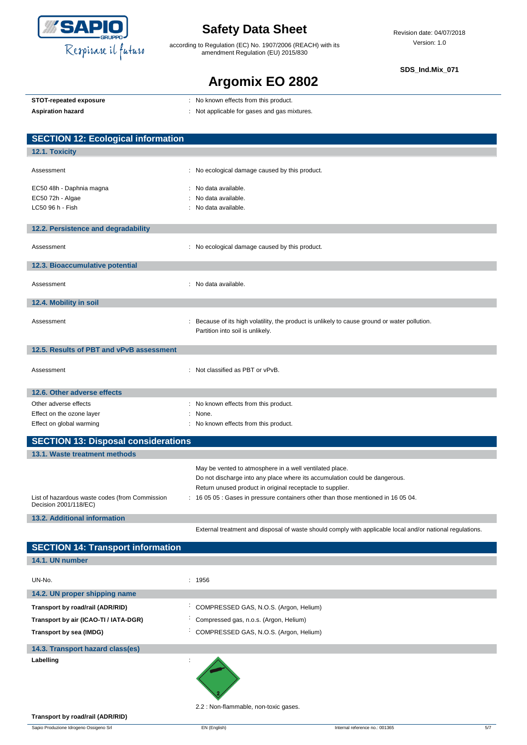| | |
|---|---|
| **STOT-repeated exposure** | : No known effects from this product. |
| **Aspiration hazard** | : Not applicable for gases and gas mixtures. |

## SECTION 12: Ecological information

### 12.1. Toxicity

| | |
|---|---|
| Assessment | : No ecological damage caused by this product. |
| EC50 48h - Daphnia magna | : No data available. |
| EC50 72h - Algae | : No data available. |
| LC50 96 h - Fish | : No data available. |

### 12.2. Persistence and degradability

| | |
|---|---|
| Assessment | : No ecological damage caused by this product. |

### 12.3. Bioaccumulative potential

| | |
|---|---|
| Assessment | : No data available. |

### 12.4. Mobility in soil

| | |
|---|---|
| Assessment | : Because of its high volatility, the product is unlikely to cause ground or water pollution. Partition into soil is unlikely. |

### 12.5. Results of PBT and vPvB assessment

| | |
|---|---|
| Assessment | : Not classified as PBT or vPvB. |

### 12.6. Other adverse effects

| | |
|---|---|
| Other adverse effects | : No known effects from this product. |
| Effect on the ozone layer | : None. |
| Effect on global warming | : No known effects from this product. |

## SECTION 13: Disposal considerations

### 13.1. Waste treatment methods

May be vented to atmosphere in a well ventilated place.
Do not discharge into any place where its accumulation could be dangerous.
Return unused product in original receptacle to supplier.

| | |
|---|---|
| List of hazardous waste codes (from Commission Decision 2001/118/EC) | : 16 05 05 : Gases in pressure containers other than those mentioned in 16 05 04. |

### 13.2. Additional information

External treatment and disposal of waste should comply with applicable local and/or national regulations.

## SECTION 14: Transport information

### 14.1. UN number

| | |
|---|---|
| UN-No. | : 1956 |

### 14.2. UN proper shipping name

| | |
|---|---|
| **Transport by road/rail (ADR/RID)** | : COMPRESSED GAS, N.O.S. (Argon, Helium) |
| **Transport by air (ICAO-TI / IATA-DGR)** | : Compressed gas, n.o.s. (Argon, Helium) |
| **Transport by sea (IMDG)** | : COMPRESSED GAS, N.O.S. (Argon, Helium) |

### 14.3. Transport hazard class(es)

**Labelling** :

2.2 : Non-flammable, non-toxic gases.

**Transport by road/rail (ADR/RID)**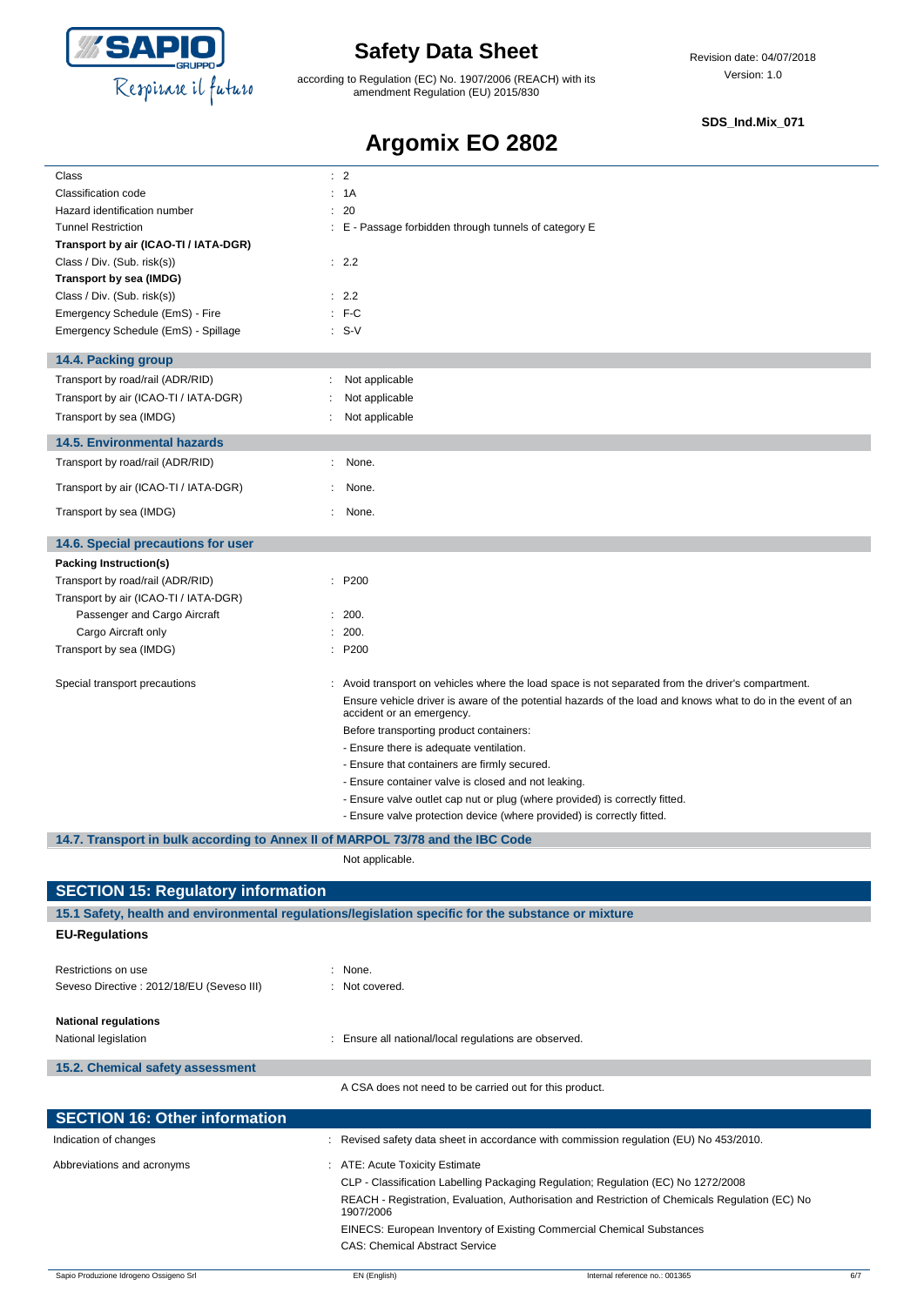| | |
|---|---|
| Class | : 2 |
| Classification code | : 1A |
| Hazard identification number | : 20 |
| Tunnel Restriction | : E - Passage forbidden through tunnels of category E |
| **Transport by air (ICAO-TI / IATA-DGR)** | |
| Class / Div. (Sub. risk(s)) | : 2.2 |
| **Transport by sea (IMDG)** | |
| Class / Div. (Sub. risk(s)) | : 2.2 |
| Emergency Schedule (EmS) - Fire | : F-C |
| Emergency Schedule (EmS) - Spillage | : S-V |

### 14.4. Packing group

| | |
|---|---|
| Transport by road/rail (ADR/RID) | : Not applicable |
| Transport by air (ICAO-TI / IATA-DGR) | : Not applicable |
| Transport by sea (IMDG) | : Not applicable |

### 14.5. Environmental hazards

| | |
|---|---|
| Transport by road/rail (ADR/RID) | : None. |
| Transport by air (ICAO-TI / IATA-DGR) | : None. |
| Transport by sea (IMDG) | : None. |

### 14.6. Special precautions for user

| | |
|---|---|
| **Packing Instruction(s)** | |
| Transport by road/rail (ADR/RID) | : P200 |
| Transport by air (ICAO-TI / IATA-DGR) | |
| Passenger and Cargo Aircraft | : 200. |
| Cargo Aircraft only | : 200. |
| Transport by sea (IMDG) | : P200 |

Special transport precautions : Avoid transport on vehicles where the load space is not separated from the driver's compartment.

Ensure vehicle driver is aware of the potential hazards of the load and knows what to do in the event of an accident or an emergency.

Before transporting product containers:

- Ensure there is adequate ventilation.
- Ensure that containers are firmly secured.
- Ensure container valve is closed and not leaking.
- Ensure valve outlet cap nut or plug (where provided) is correctly fitted.
- Ensure valve protection device (where provided) is correctly fitted.

### 14.7. Transport in bulk according to Annex II of MARPOL 73/78 and the IBC Code

Not applicable.

## SECTION 15: Regulatory information

### 15.1 Safety, health and environmental regulations/legislation specific for the substance or mixture

**EU-Regulations**

| | |
|---|---|
| Restrictions on use | : None. |
| Seveso Directive : 2012/18/EU (Seveso III) | : Not covered. |

**National regulations**

National legislation : Ensure all national/local regulations are observed.

### 15.2. Chemical safety assessment

A CSA does not need to be carried out for this product.

## SECTION 16: Other information

Indication of changes : Revised safety data sheet in accordance with commission regulation (EU) No 453/2010.

Abbreviations and acronyms : ATE: Acute Toxicity Estimate

CLP - Classification Labelling Packaging Regulation; Regulation (EC) No 1272/2008

REACH - Registration, Evaluation, Authorisation and Restriction of Chemicals Regulation (EC) No 1907/2006

EINECS: European Inventory of Existing Commercial Chemical Substances

CAS: Chemical Abstract Service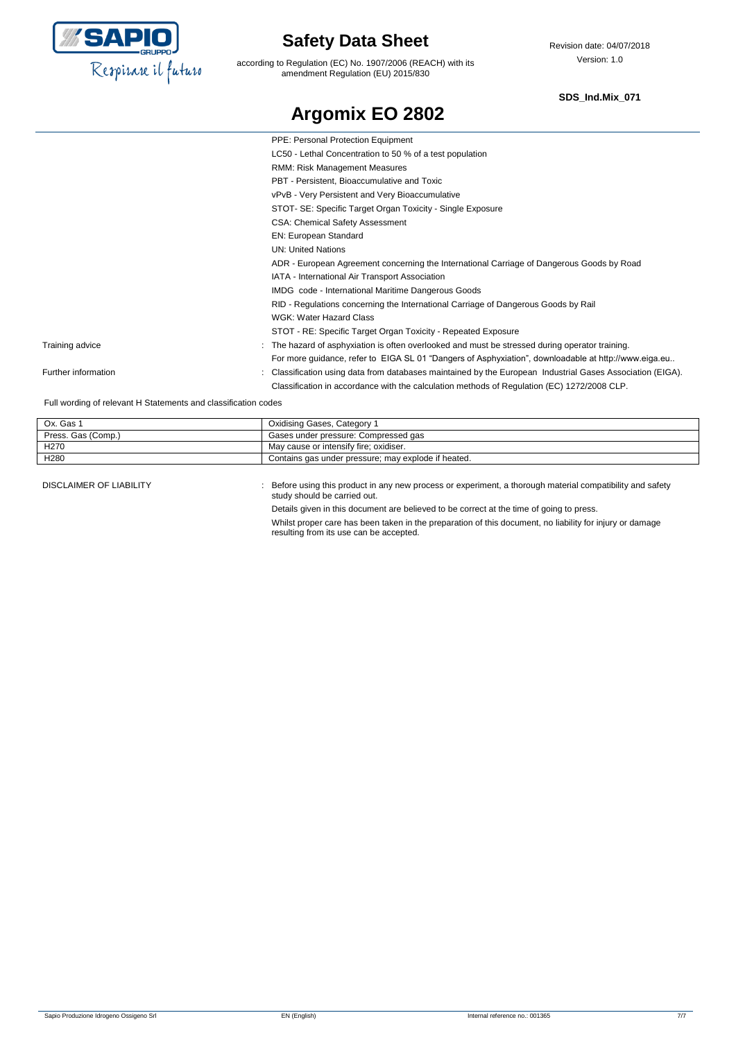PPE: Personal Protection Equipment

LC50 - Lethal Concentration to 50 % of a test population

RMM: Risk Management Measures

PBT - Persistent, Bioaccumulative and Toxic

vPvB - Very Persistent and Very Bioaccumulative

STOT- SE: Specific Target Organ Toxicity - Single Exposure

CSA: Chemical Safety Assessment

EN: European Standard

UN: United Nations

ADR - European Agreement concerning the International Carriage of Dangerous Goods by Road

IATA - International Air Transport Association

IMDG code - International Maritime Dangerous Goods

RID - Regulations concerning the International Carriage of Dangerous Goods by Rail

WGK: Water Hazard Class

STOT - RE: Specific Target Organ Toxicity - Repeated Exposure

Training advice : The hazard of asphyxiation is often overlooked and must be stressed during operator training.
For more guidance, refer to EIGA SL 01 "Dangers of Asphyxiation", downloadable at http://www.eiga.eu..

Further information : Classification using data from databases maintained by the European Industrial Gases Association (EIGA).
Classification in accordance with the calculation methods of Regulation (EC) 1272/2008 CLP.

Full wording of relevant H Statements and classification codes

| | |
|---|---|
| Ox. Gas 1 | Oxidising Gases, Category 1 |
| Press. Gas (Comp.) | Gases under pressure: Compressed gas |
| H270 | May cause or intensify fire; oxidiser. |
| H280 | Contains gas under pressure; may explode if heated. |

DISCLAIMER OF LIABILITY : Before using this product in any new process or experiment, a thorough material compatibility and safety study should be carried out.

Details given in this document are believed to be correct at the time of going to press.

Whilst proper care has been taken in the preparation of this document, no liability for injury or damage resulting from its use can be accepted.